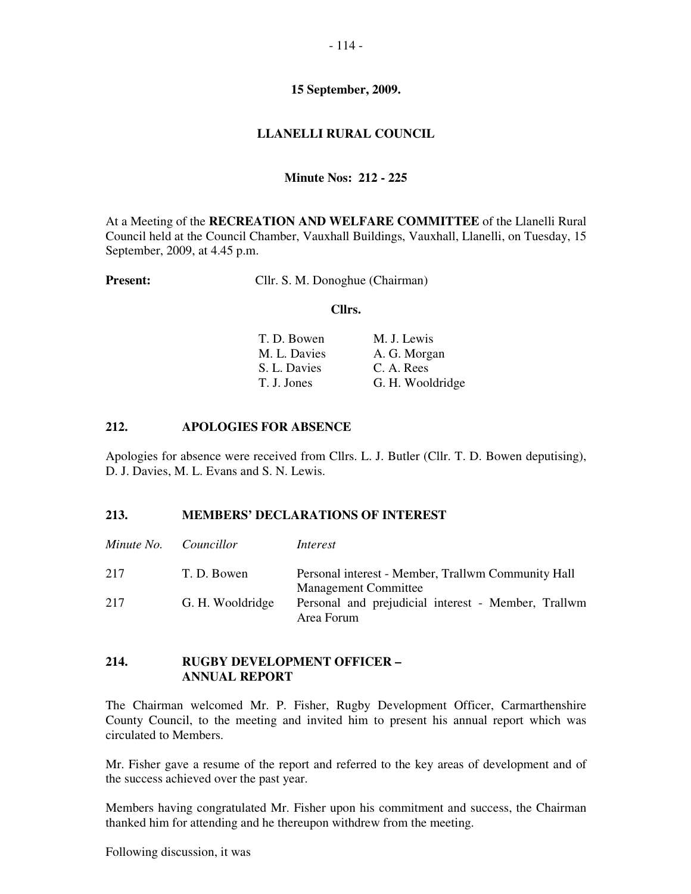**15 September, 2009.**

# LLANELLI RURAL COUNCIL

**Minute Nos: 212 - 225**

At a Meeting of the **RECREATION AND WELFARE COMMITTEE** of the Llanelli Rural Council held at the Council Chamber, Vauxhall Buildings, Vauxhall, Llanelli, on Tuesday, 15 September, 2009, at 4.45 p.m.

**Present:** Cllr. S. M. Donoghue (Chairman)

**Cllrs.**

| | |
|---|---|
| T. D. Bowen | M. J. Lewis |
| M. L. Davies | A. G. Morgan |
| S. L. Davies | C. A. Rees |
| T. J. Jones | G. H. Wooldridge |

## 212. APOLOGIES FOR ABSENCE

Apologies for absence were received from Cllrs. L. J. Butler (Cllr. T. D. Bowen deputising), D. J. Davies, M. L. Evans and S. N. Lewis.

## 213. MEMBERS' DECLARATIONS OF INTEREST

| *Minute No.* | *Councillor* | *Interest* |
|---|---|---|
| 217 | T. D. Bowen | Personal interest - Member, Trallwm Community Hall Management Committee |
| 217 | G. H. Wooldridge | Personal and prejudicial interest - Member, Trallwm Area Forum |

## 214. RUGBY DEVELOPMENT OFFICER – ANNUAL REPORT

The Chairman welcomed Mr. P. Fisher, Rugby Development Officer, Carmarthenshire County Council, to the meeting and invited him to present his annual report which was circulated to Members.

Mr. Fisher gave a resume of the report and referred to the key areas of development and of the success achieved over the past year.

Members having congratulated Mr. Fisher upon his commitment and success, the Chairman thanked him for attending and he thereupon withdrew from the meeting.

Following discussion, it was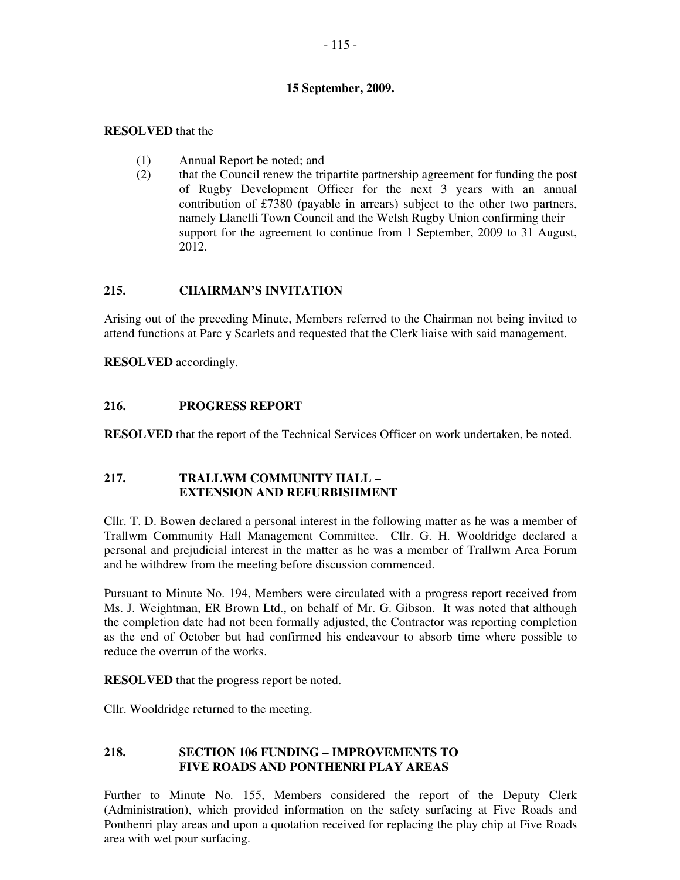**15 September, 2009.**

**RESOLVED** that the

(1) Annual Report be noted; and
(2) that the Council renew the tripartite partnership agreement for funding the post of Rugby Development Officer for the next 3 years with an annual contribution of £7380 (payable in arrears) subject to the other two partners, namely Llanelli Town Council and the Welsh Rugby Union confirming their support for the agreement to continue from 1 September, 2009 to 31 August, 2012.

## 215. CHAIRMAN'S INVITATION

Arising out of the preceding Minute, Members referred to the Chairman not being invited to attend functions at Parc y Scarlets and requested that the Clerk liaise with said management.

**RESOLVED** accordingly.

## 216. PROGRESS REPORT

**RESOLVED** that the report of the Technical Services Officer on work undertaken, be noted.

## 217. TRALLWM COMMUNITY HALL – EXTENSION AND REFURBISHMENT

Cllr. T. D. Bowen declared a personal interest in the following matter as he was a member of Trallwm Community Hall Management Committee. Cllr. G. H. Wooldridge declared a personal and prejudicial interest in the matter as he was a member of Trallwm Area Forum and he withdrew from the meeting before discussion commenced.

Pursuant to Minute No. 194, Members were circulated with a progress report received from Ms. J. Weightman, ER Brown Ltd., on behalf of Mr. G. Gibson. It was noted that although the completion date had not been formally adjusted, the Contractor was reporting completion as the end of October but had confirmed his endeavour to absorb time where possible to reduce the overrun of the works.

**RESOLVED** that the progress report be noted.

Cllr. Wooldridge returned to the meeting.

## 218. SECTION 106 FUNDING – IMPROVEMENTS TO FIVE ROADS AND PONTHENRI PLAY AREAS

Further to Minute No. 155, Members considered the report of the Deputy Clerk (Administration), which provided information on the safety surfacing at Five Roads and Ponthenri play areas and upon a quotation received for replacing the play chip at Five Roads area with wet pour surfacing.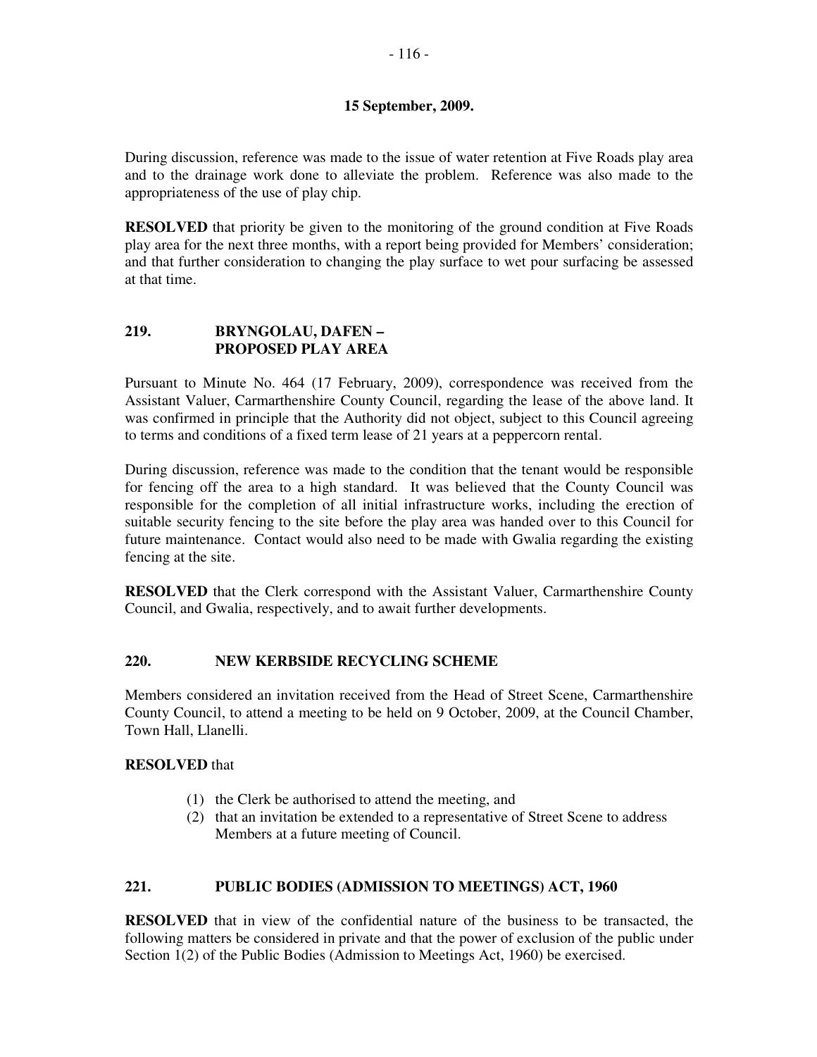**15 September, 2009.**

During discussion, reference was made to the issue of water retention at Five Roads play area and to the drainage work done to alleviate the problem. Reference was also made to the appropriateness of the use of play chip.

**RESOLVED** that priority be given to the monitoring of the ground condition at Five Roads play area for the next three months, with a report being provided for Members' consideration; and that further consideration to changing the play surface to wet pour surfacing be assessed at that time.

## 219. BRYNGOLAU, DAFEN – PROPOSED PLAY AREA

Pursuant to Minute No. 464 (17 February, 2009), correspondence was received from the Assistant Valuer, Carmarthenshire County Council, regarding the lease of the above land. It was confirmed in principle that the Authority did not object, subject to this Council agreeing to terms and conditions of a fixed term lease of 21 years at a peppercorn rental.

During discussion, reference was made to the condition that the tenant would be responsible for fencing off the area to a high standard. It was believed that the County Council was responsible for the completion of all initial infrastructure works, including the erection of suitable security fencing to the site before the play area was handed over to this Council for future maintenance. Contact would also need to be made with Gwalia regarding the existing fencing at the site.

**RESOLVED** that the Clerk correspond with the Assistant Valuer, Carmarthenshire County Council, and Gwalia, respectively, and to await further developments.

## 220. NEW KERBSIDE RECYCLING SCHEME

Members considered an invitation received from the Head of Street Scene, Carmarthenshire County Council, to attend a meeting to be held on 9 October, 2009, at the Council Chamber, Town Hall, Llanelli.

**RESOLVED** that

(1) the Clerk be authorised to attend the meeting, and
(2) that an invitation be extended to a representative of Street Scene to address Members at a future meeting of Council.

## 221. PUBLIC BODIES (ADMISSION TO MEETINGS) ACT, 1960

**RESOLVED** that in view of the confidential nature of the business to be transacted, the following matters be considered in private and that the power of exclusion of the public under Section 1(2) of the Public Bodies (Admission to Meetings Act, 1960) be exercised.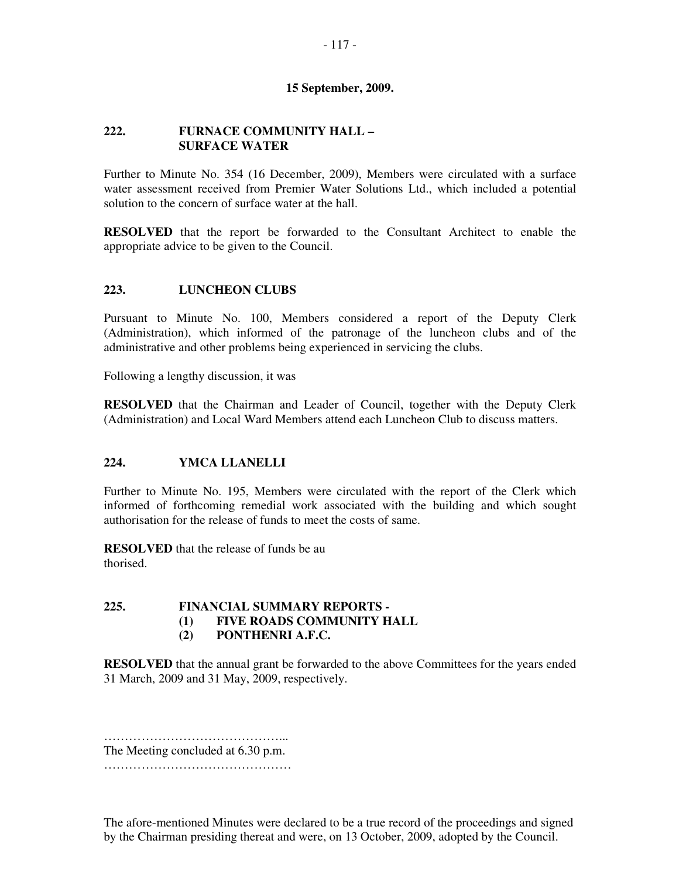**15 September, 2009.**

## 222. FURNACE COMMUNITY HALL – SURFACE WATER

Further to Minute No. 354 (16 December, 2009), Members were circulated with a surface water assessment received from Premier Water Solutions Ltd., which included a potential solution to the concern of surface water at the hall.

**RESOLVED** that the report be forwarded to the Consultant Architect to enable the appropriate advice to be given to the Council.

## 223. LUNCHEON CLUBS

Pursuant to Minute No. 100, Members considered a report of the Deputy Clerk (Administration), which informed of the patronage of the luncheon clubs and of the administrative and other problems being experienced in servicing the clubs.

Following a lengthy discussion, it was

**RESOLVED** that the Chairman and Leader of Council, together with the Deputy Clerk (Administration) and Local Ward Members attend each Luncheon Club to discuss matters.

## 224. YMCA LLANELLI

Further to Minute No. 195, Members were circulated with the report of the Clerk which informed of forthcoming remedial work associated with the building and which sought authorisation for the release of funds to meet the costs of same.

**RESOLVED** that the release of funds be au
thorised.

## 225. FINANCIAL SUMMARY REPORTS - (1) FIVE ROADS COMMUNITY HALL (2) PONTHENRI A.F.C.

**RESOLVED** that the annual grant be forwarded to the above Committees for the years ended 31 March, 2009 and 31 May, 2009, respectively.

……………………………………...
The Meeting concluded at 6.30 p.m.
………………………………………

The afore-mentioned Minutes were declared to be a true record of the proceedings and signed by the Chairman presiding thereat and were, on 13 October, 2009, adopted by the Council.